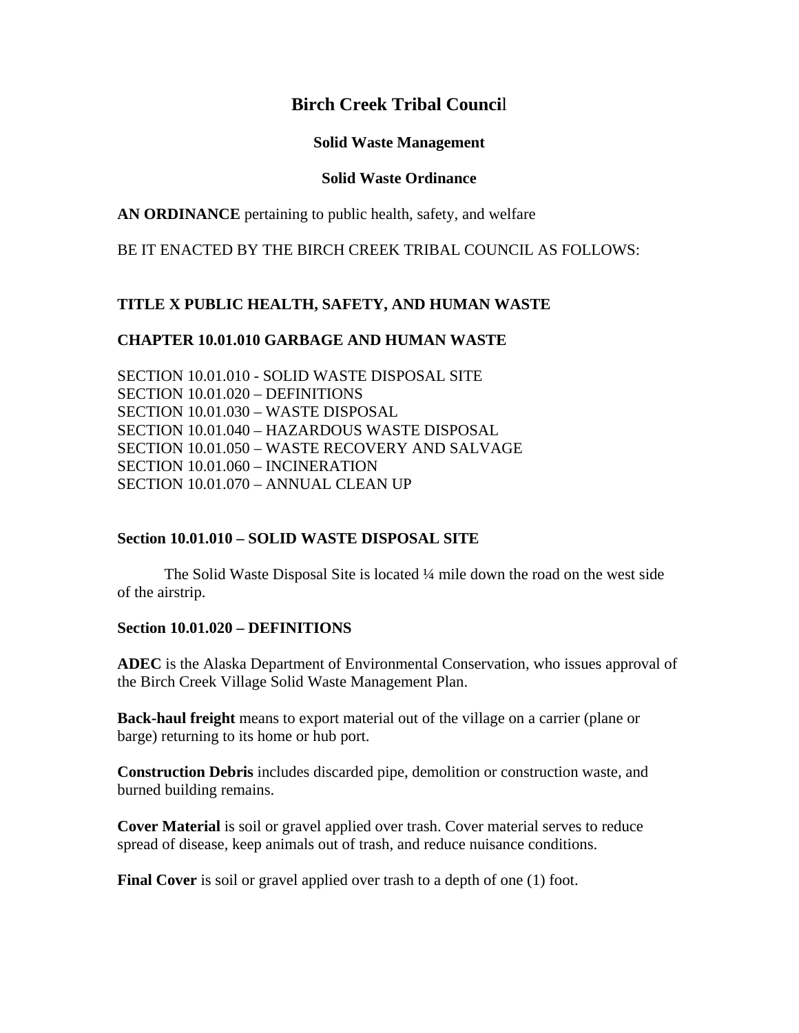# Birch Creek Tribal Council

## Solid Waste Management

## Solid Waste Ordinance

**AN ORDINANCE** pertaining to public health, safety, and welfare

BE IT ENACTED BY THE BIRCH CREEK TRIBAL COUNCIL AS FOLLOWS:

### TITLE X PUBLIC HEALTH, SAFETY, AND HUMAN WASTE

### CHAPTER 10.01.010 GARBAGE AND HUMAN WASTE

SECTION 10.01.010 - SOLID WASTE DISPOSAL SITE
SECTION 10.01.020 – DEFINITIONS
SECTION 10.01.030 – WASTE DISPOSAL
SECTION 10.01.040 – HAZARDOUS WASTE DISPOSAL
SECTION 10.01.050 – WASTE RECOVERY AND SALVAGE
SECTION 10.01.060 – INCINERATION
SECTION 10.01.070 – ANNUAL CLEAN UP

### Section 10.01.010 – SOLID WASTE DISPOSAL SITE

The Solid Waste Disposal Site is located ¼ mile down the road on the west side of the airstrip.

### Section 10.01.020 – DEFINITIONS

**ADEC** is the Alaska Department of Environmental Conservation, who issues approval of the Birch Creek Village Solid Waste Management Plan.

**Back-haul freight** means to export material out of the village on a carrier (plane or barge) returning to its home or hub port.

**Construction Debris** includes discarded pipe, demolition or construction waste, and burned building remains.

**Cover Material** is soil or gravel applied over trash. Cover material serves to reduce spread of disease, keep animals out of trash, and reduce nuisance conditions.

**Final Cover** is soil or gravel applied over trash to a depth of one (1) foot.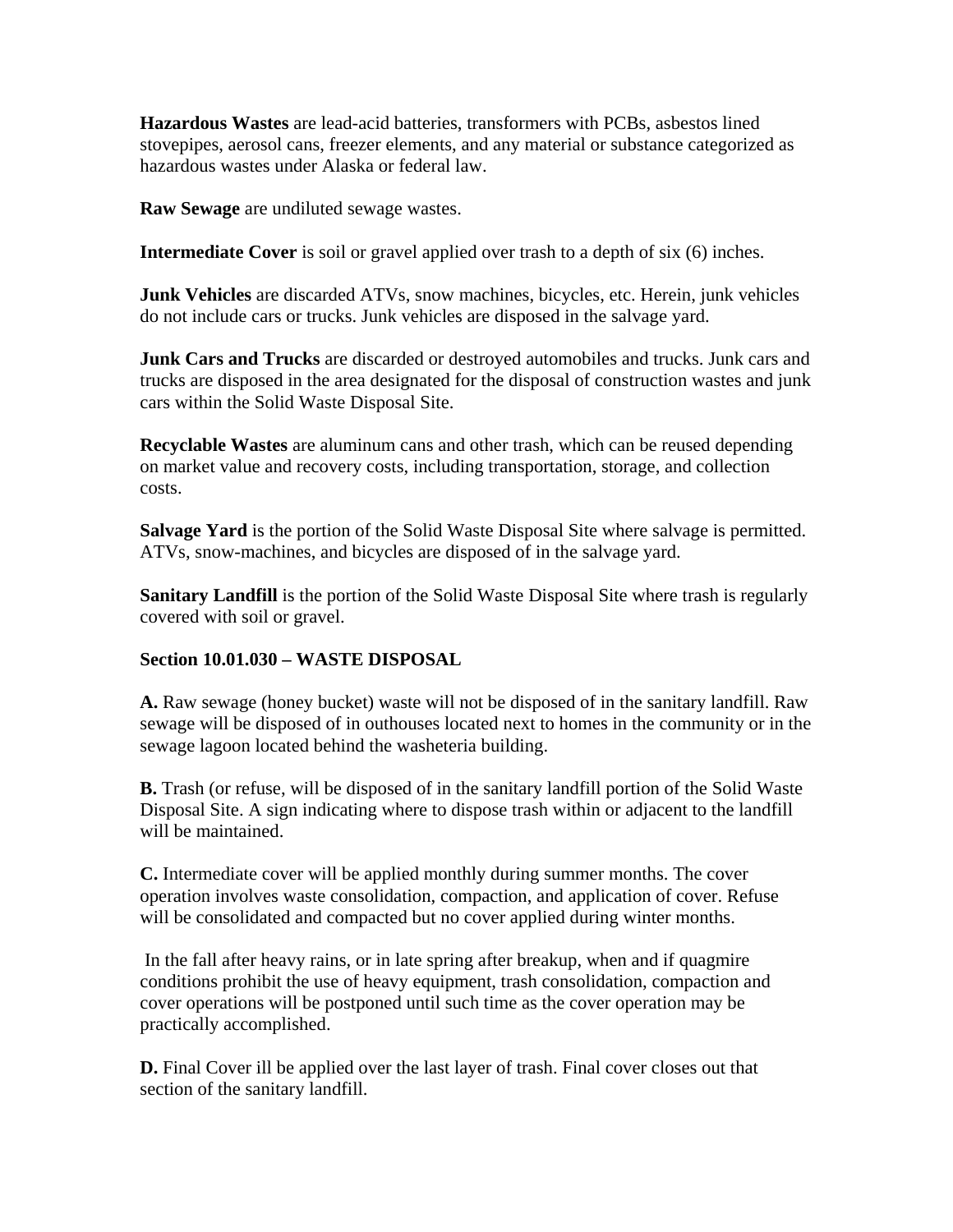**Hazardous Wastes** are lead-acid batteries, transformers with PCBs, asbestos lined stovepipes, aerosol cans, freezer elements, and any material or substance categorized as hazardous wastes under Alaska or federal law.

**Raw Sewage** are undiluted sewage wastes.

**Intermediate Cover** is soil or gravel applied over trash to a depth of six (6) inches.

**Junk Vehicles** are discarded ATVs, snow machines, bicycles, etc. Herein, junk vehicles do not include cars or trucks. Junk vehicles are disposed in the salvage yard.

**Junk Cars and Trucks** are discarded or destroyed automobiles and trucks. Junk cars and trucks are disposed in the area designated for the disposal of construction wastes and junk cars within the Solid Waste Disposal Site.

**Recyclable Wastes** are aluminum cans and other trash, which can be reused depending on market value and recovery costs, including transportation, storage, and collection costs.

**Salvage Yard** is the portion of the Solid Waste Disposal Site where salvage is permitted. ATVs, snow-machines, and bicycles are disposed of in the salvage yard.

**Sanitary Landfill** is the portion of the Solid Waste Disposal Site where trash is regularly covered with soil or gravel.

**Section 10.01.030 – WASTE DISPOSAL**

**A.** Raw sewage (honey bucket) waste will not be disposed of in the sanitary landfill. Raw sewage will be disposed of in outhouses located next to homes in the community or in the sewage lagoon located behind the washeteria building.

**B.** Trash (or refuse, will be disposed of in the sanitary landfill portion of the Solid Waste Disposal Site. A sign indicating where to dispose trash within or adjacent to the landfill will be maintained.

**C.** Intermediate cover will be applied monthly during summer months. The cover operation involves waste consolidation, compaction, and application of cover. Refuse will be consolidated and compacted but no cover applied during winter months.

In the fall after heavy rains, or in late spring after breakup, when and if quagmire conditions prohibit the use of heavy equipment, trash consolidation, compaction and cover operations will be postponed until such time as the cover operation may be practically accomplished.

**D.** Final Cover ill be applied over the last layer of trash. Final cover closes out that section of the sanitary landfill.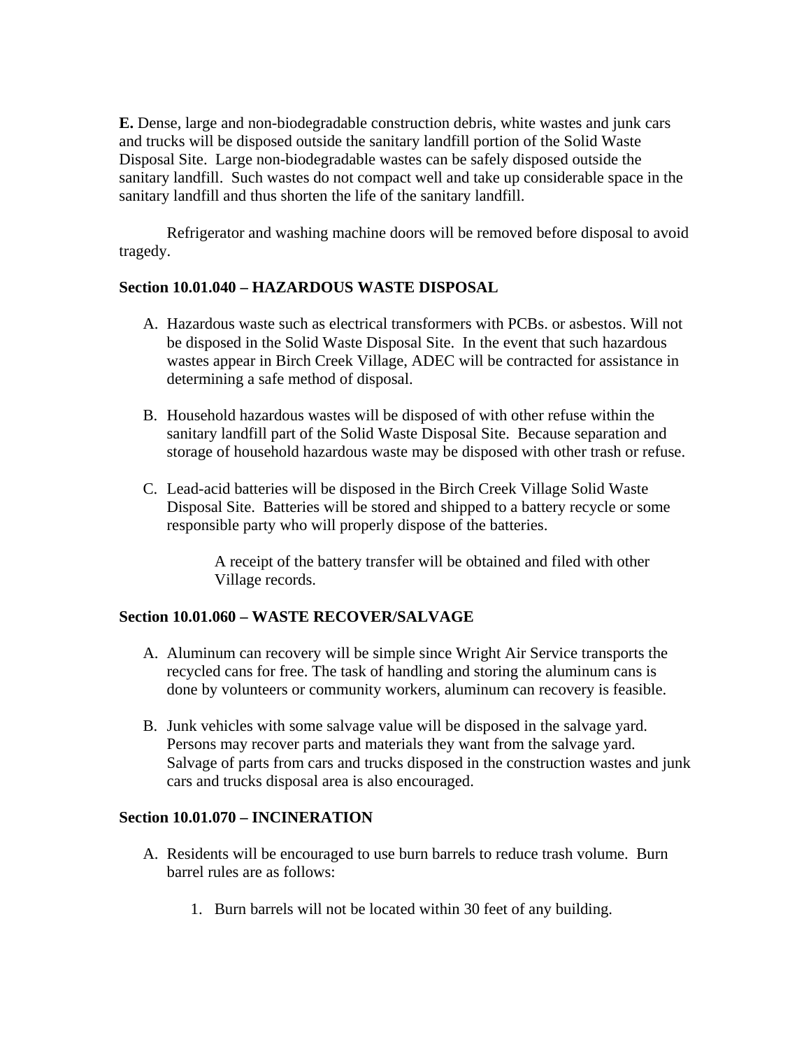**E.** Dense, large and non-biodegradable construction debris, white wastes and junk cars and trucks will be disposed outside the sanitary landfill portion of the Solid Waste Disposal Site. Large non-biodegradable wastes can be safely disposed outside the sanitary landfill. Such wastes do not compact well and take up considerable space in the sanitary landfill and thus shorten the life of the sanitary landfill.

Refrigerator and washing machine doors will be removed before disposal to avoid tragedy.

### Section 10.01.040 – HAZARDOUS WASTE DISPOSAL

A. Hazardous waste such as electrical transformers with PCBs. or asbestos. Will not be disposed in the Solid Waste Disposal Site. In the event that such hazardous wastes appear in Birch Creek Village, ADEC will be contracted for assistance in determining a safe method of disposal.

B. Household hazardous wastes will be disposed of with other refuse within the sanitary landfill part of the Solid Waste Disposal Site. Because separation and storage of household hazardous waste may be disposed with other trash or refuse.

C. Lead-acid batteries will be disposed in the Birch Creek Village Solid Waste Disposal Site. Batteries will be stored and shipped to a battery recycle or some responsible party who will properly dispose of the batteries.

   A receipt of the battery transfer will be obtained and filed with other Village records.

### Section 10.01.060 – WASTE RECOVER/SALVAGE

A. Aluminum can recovery will be simple since Wright Air Service transports the recycled cans for free. The task of handling and storing the aluminum cans is done by volunteers or community workers, aluminum can recovery is feasible.

B. Junk vehicles with some salvage value will be disposed in the salvage yard. Persons may recover parts and materials they want from the salvage yard. Salvage of parts from cars and trucks disposed in the construction wastes and junk cars and trucks disposal area is also encouraged.

### Section 10.01.070 – INCINERATION

A. Residents will be encouraged to use burn barrels to reduce trash volume. Burn barrel rules are as follows:

   1. Burn barrels will not be located within 30 feet of any building.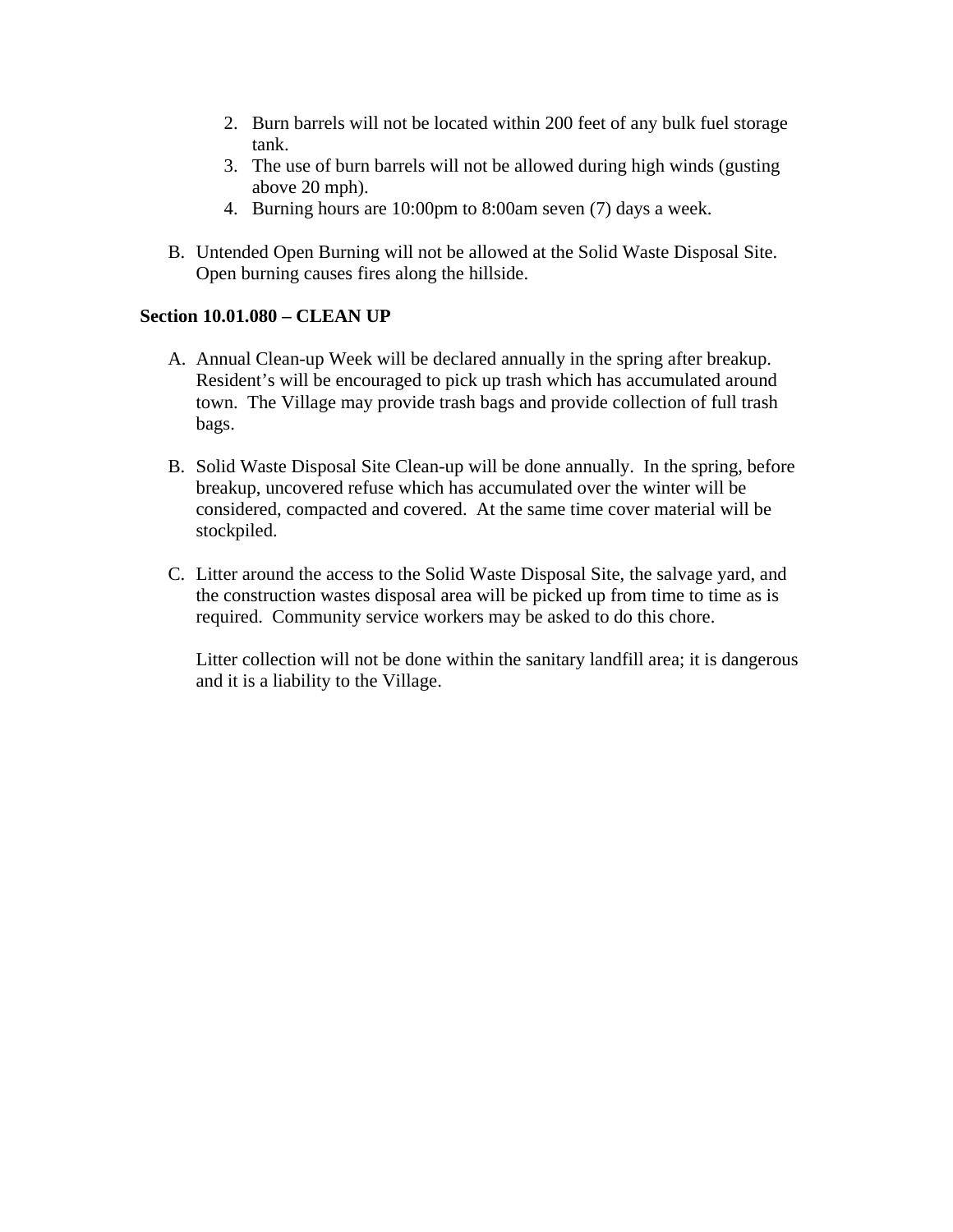2. Burn barrels will not be located within 200 feet of any bulk fuel storage tank.
3. The use of burn barrels will not be allowed during high winds (gusting above 20 mph).
4. Burning hours are 10:00pm to 8:00am seven (7) days a week.

B. Untended Open Burning will not be allowed at the Solid Waste Disposal Site. Open burning causes fires along the hillside.

**Section 10.01.080 – CLEAN UP**

A. Annual Clean-up Week will be declared annually in the spring after breakup. Resident's will be encouraged to pick up trash which has accumulated around town. The Village may provide trash bags and provide collection of full trash bags.

B. Solid Waste Disposal Site Clean-up will be done annually. In the spring, before breakup, uncovered refuse which has accumulated over the winter will be considered, compacted and covered. At the same time cover material will be stockpiled.

C. Litter around the access to the Solid Waste Disposal Site, the salvage yard, and the construction wastes disposal area will be picked up from time to time as is required. Community service workers may be asked to do this chore.

   Litter collection will not be done within the sanitary landfill area; it is dangerous and it is a liability to the Village.